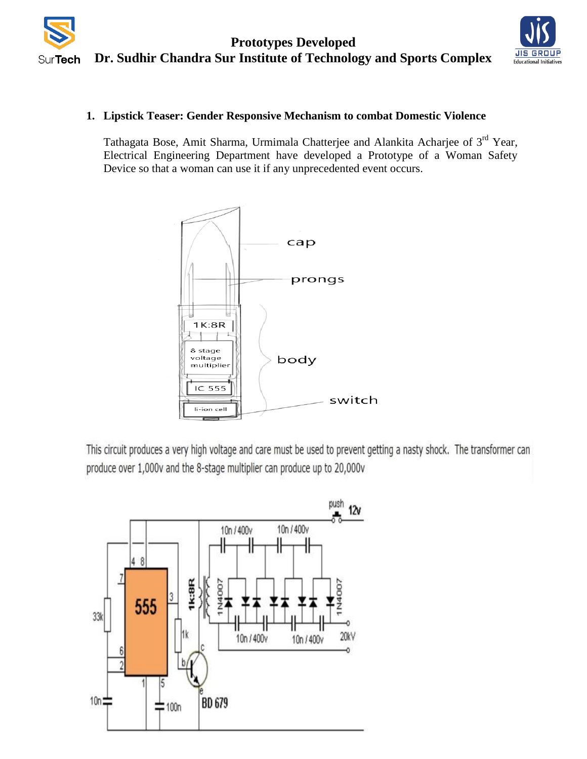1. **Lipstick Teaser: Gender Responsive Mechanism to combat Domestic Violence**

   Tathagata Bose, Amit Sharma, Urmimala Chatterjee and Alankita Acharjee of 3rd Year, Electrical Engineering Department have developed a Prototype of a Woman Safety Device so that a woman can use it if any unprecedented event occurs.

This circuit produces a very high voltage and care must be used to prevent getting a nasty shock. The transformer can produce over 1,000v and the 8-stage multiplier can produce up to 20,000v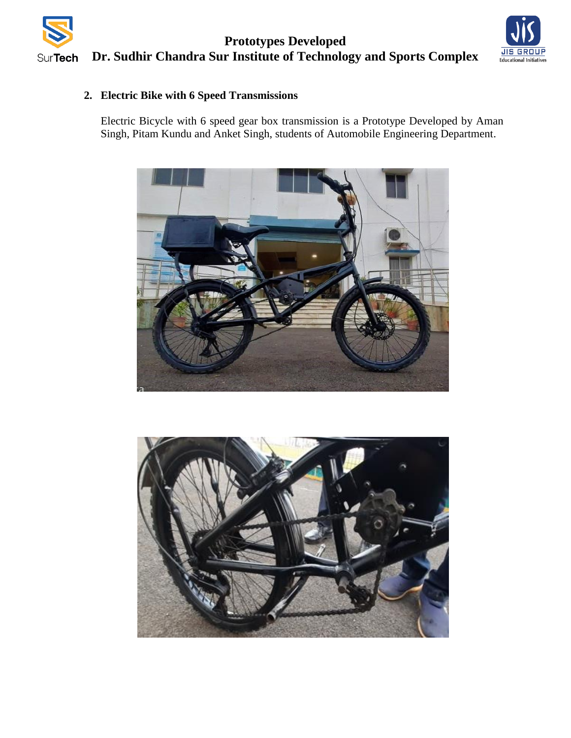## 2. Electric Bike with 6 Speed Transmissions

Electric Bicycle with 6 speed gear box transmission is a Prototype Developed by Aman Singh, Pitam Kundu and Anket Singh, students of Automobile Engineering Department.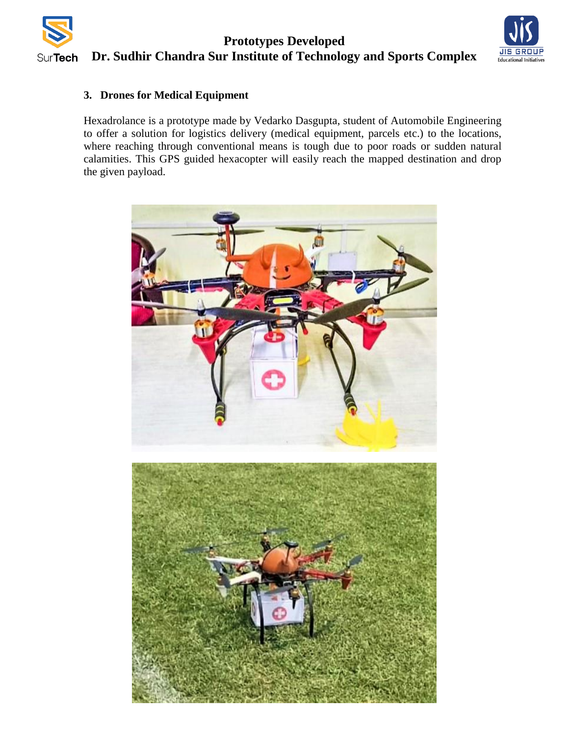### 3. Drones for Medical Equipment

Hexadrolance is a prototype made by Vedarko Dasgupta, student of Automobile Engineering to offer a solution for logistics delivery (medical equipment, parcels etc.) to the locations, where reaching through conventional means is tough due to poor roads or sudden natural calamities. This GPS guided hexacopter will easily reach the mapped destination and drop the given payload.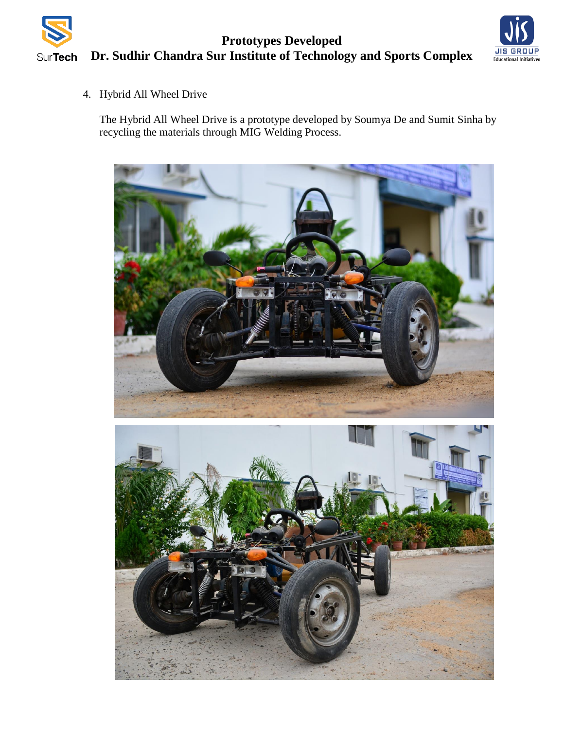4. Hybrid All Wheel Drive

   The Hybrid All Wheel Drive is a prototype developed by Soumya De and Sumit Sinha by recycling the materials through MIG Welding Process.